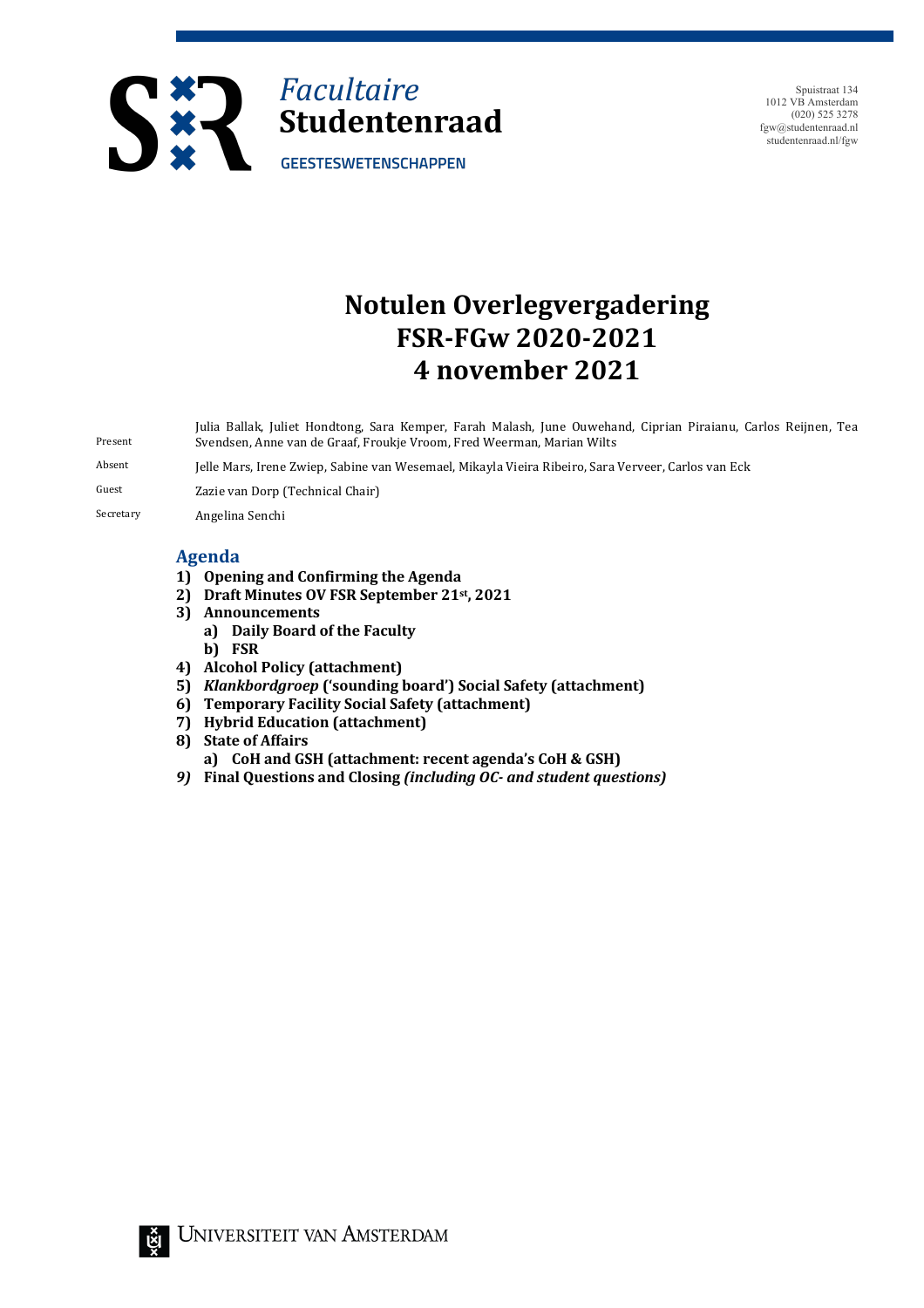# Facultaire Studentenraad

GEESTESWETENSCHAPPEN

Spuistraat 134
1012 VB Amsterdam
(020) 525 3278
fgw@studentenraad.nl
studentenraad.nl/fgw

# Notulen Overlegvergadering FSR-FGw 2020-2021 4 november 2021

| | |
|---|---|
| Present | Julia Ballak, Juliet Hondtong, Sara Kemper, Farah Malash, June Ouwehand, Ciprian Piraianu, Carlos Reijnen, Tea Svendsen, Anne van de Graaf, Froukje Vroom, Fred Weerman, Marian Wilts |
| Absent | Jelle Mars, Irene Zwiep, Sabine van Wesemael, Mikayla Vieira Ribeiro, Sara Verveer, Carlos van Eck |
| Guest | Zazie van Dorp (Technical Chair) |
| Secretary | Angelina Senchi |

## Agenda

1) **Opening and Confirming the Agenda**
2) **Draft Minutes OV FSR September 21st, 2021**
3) **Announcements**
   a) **Daily Board of the Faculty**
   b) **FSR**
4) **Alcohol Policy (attachment)**
5) ***Klankbordgroep* ('sounding board') Social Safety (attachment)**
6) **Temporary Facility Social Safety (attachment)**
7) **Hybrid Education (attachment)**
8) **State of Affairs**
   a) **CoH and GSH (attachment: recent agenda's CoH & GSH)**
9) **Final Questions and Closing *(including OC- and student questions)***

Universiteit van Amsterdam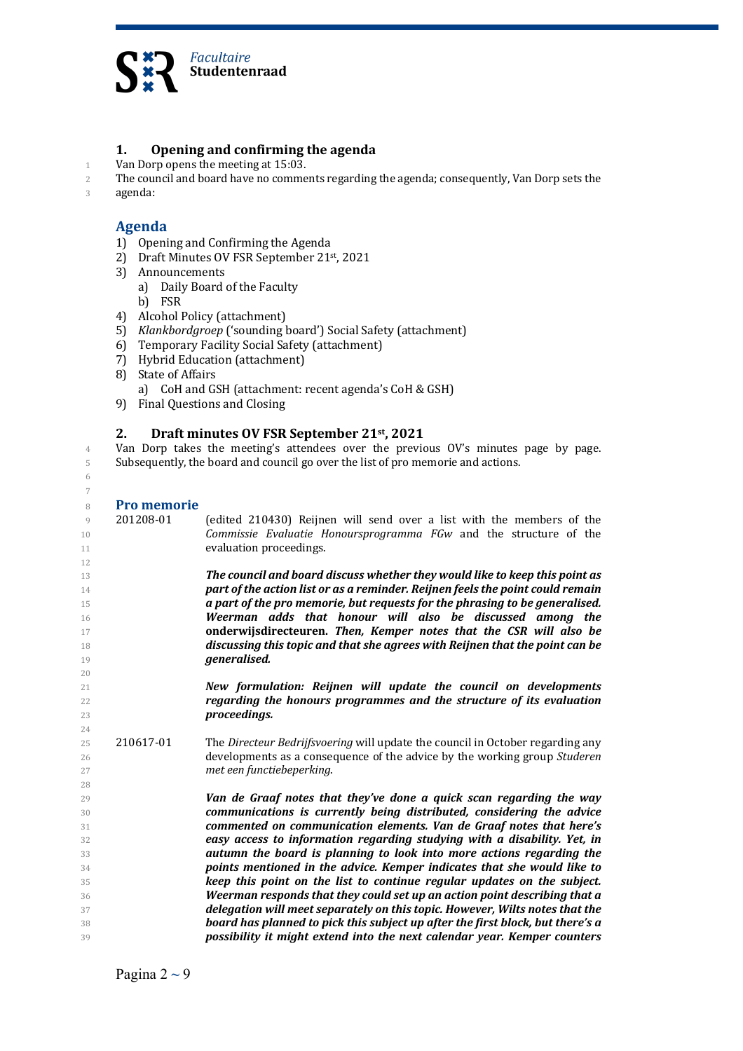## 1. Opening and confirming the agenda

Van Dorp opens the meeting at 15:03.
The council and board have no comments regarding the agenda; consequently, Van Dorp sets the agenda:

### Agenda

1) Opening and Confirming the Agenda
2) Draft Minutes OV FSR September 21st, 2021
3) Announcements
   a) Daily Board of the Faculty
   b) FSR
4) Alcohol Policy (attachment)
5) *Klankbordgroep* ('sounding board') Social Safety (attachment)
6) Temporary Facility Social Safety (attachment)
7) Hybrid Education (attachment)
8) State of Affairs
   a) CoH and GSH (attachment: recent agenda's CoH & GSH)
9) Final Questions and Closing

## 2. Draft minutes OV FSR September 21st, 2021

Van Dorp takes the meeting's attendees over the previous OV's minutes page by page. Subsequently, the board and council go over the list of pro memorie and actions.

### Pro memorie

201208-01 (edited 210430) Reijnen will send over a list with the members of the *Commissie Evaluatie Honoursprogramma FGw* and the structure of the evaluation proceedings.

***The council and board discuss whether they would like to keep this point as part of the action list or as a reminder. Reijnen feels the point could remain a part of the pro memorie, but requests for the phrasing to be generalised. Weerman adds that honour will also be discussed among the*** **onderwijsdirecteuren.** ***Then, Kemper notes that the CSR will also be discussing this topic and that she agrees with Reijnen that the point can be generalised.***

***New formulation: Reijnen will update the council on developments regarding the honours programmes and the structure of its evaluation proceedings.***

210617-01 The *Directeur Bedrijfsvoering* will update the council in October regarding any developments as a consequence of the advice by the working group *Studeren met een functiebeperking*.

***Van de Graaf notes that they've done a quick scan regarding the way communications is currently being distributed, considering the advice commented on communication elements. Van de Graaf notes that here's easy access to information regarding studying with a disability. Yet, in autumn the board is planning to look into more actions regarding the points mentioned in the advice. Kemper indicates that she would like to keep this point on the list to continue regular updates on the subject. Weerman responds that they could set up an action point describing that a delegation will meet separately on this topic. However, Wilts notes that the board has planned to pick this subject up after the first block, but there's a possibility it might extend into the next calendar year. Kemper counters***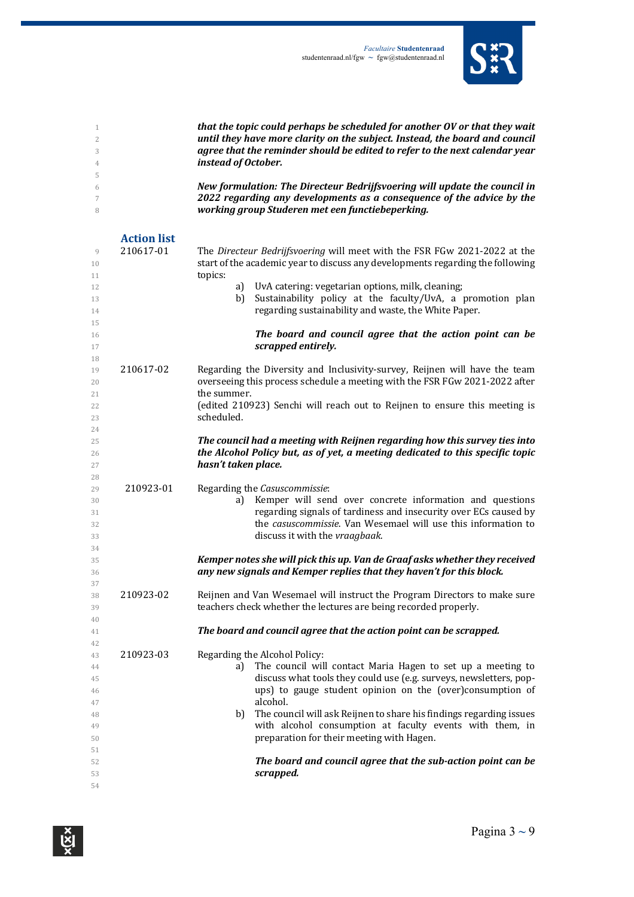***that the topic could perhaps be scheduled for another OV or that they wait until they have more clarity on the subject. Instead, the board and council agree that the reminder should be edited to refer to the next calendar year instead of October.***

***New formulation: The Directeur Bedrijfsvoering will update the council in 2022 regarding any developments as a consequence of the advice by the working group Studeren met een functiebeperking.***

## Action list

**210617-01** The *Directeur Bedrijfsvoering* will meet with the FSR FGw 2021-2022 at the start of the academic year to discuss any developments regarding the following topics:

a) UvA catering: vegetarian options, milk, cleaning;
b) Sustainability policy at the faculty/UvA, a promotion plan regarding sustainability and waste, the White Paper.

***The board and council agree that the action point can be scrapped entirely.***

**210617-02** Regarding the Diversity and Inclusivity-survey, Reijnen will have the team overseeing this process schedule a meeting with the FSR FGw 2021-2022 after the summer.
(edited 210923) Senchi will reach out to Reijnen to ensure this meeting is scheduled.

***The council had a meeting with Reijnen regarding how this survey ties into the Alcohol Policy but, as of yet, a meeting dedicated to this specific topic hasn't taken place.***

**210923-01** Regarding the *Casuscommissie*:

a) Kemper will send over concrete information and questions regarding signals of tardiness and insecurity over ECs caused by the *casuscommissie.* Van Wesemael will use this information to discuss it with the *vraagbaak*.

***Kemper notes she will pick this up. Van de Graaf asks whether they received any new signals and Kemper replies that they haven't for this block.***

**210923-02** Reijnen and Van Wesemael will instruct the Program Directors to make sure teachers check whether the lectures are being recorded properly.

***The board and council agree that the action point can be scrapped.***

**210923-03** Regarding the Alcohol Policy:

a) The council will contact Maria Hagen to set up a meeting to discuss what tools they could use (e.g. surveys, newsletters, pop-ups) to gauge student opinion on the (over)consumption of alcohol.
b) The council will ask Reijnen to share his findings regarding issues with alcohol consumption at faculty events with them, in preparation for their meeting with Hagen.

***The board and council agree that the sub-action point can be scrapped.***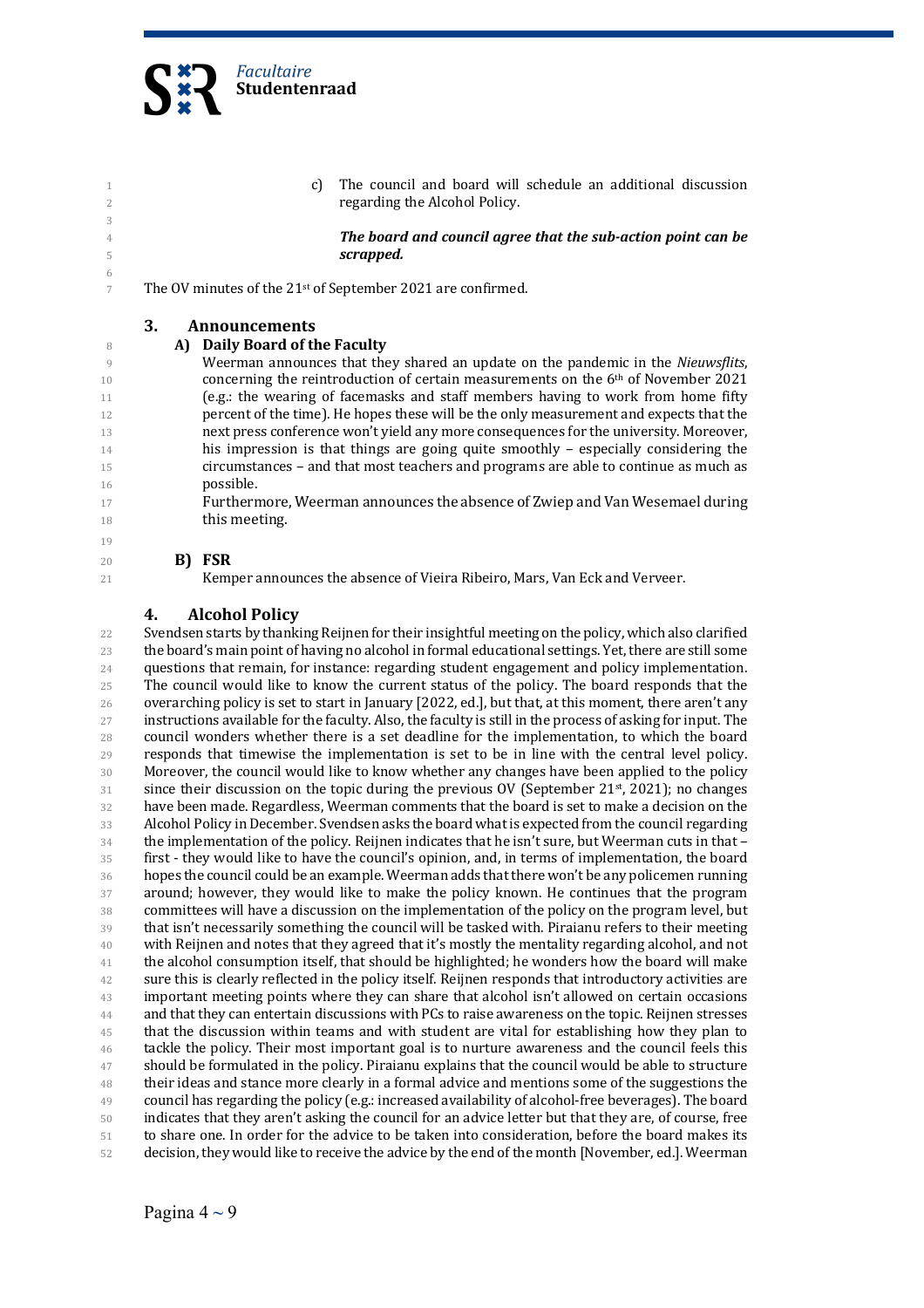c) The council and board will schedule an additional discussion regarding the Alcohol Policy.

***The board and council agree that the sub-action point can be scrapped.***

The OV minutes of the 21st of September 2021 are confirmed.

## 3. Announcements

### A) Daily Board of the Faculty

Weerman announces that they shared an update on the pandemic in the *Nieuwsflits*, concerning the reintroduction of certain measurements on the 6th of November 2021 (e.g.: the wearing of facemasks and staff members having to work from home fifty percent of the time). He hopes these will be the only measurement and expects that the next press conference won't yield any more consequences for the university. Moreover, his impression is that things are going quite smoothly – especially considering the circumstances – and that most teachers and programs are able to continue as much as possible.

Furthermore, Weerman announces the absence of Zwiep and Van Wesemael during this meeting.

### B) FSR

Kemper announces the absence of Vieira Ribeiro, Mars, Van Eck and Verveer.

## 4. Alcohol Policy

Svendsen starts by thanking Reijnen for their insightful meeting on the policy, which also clarified the board's main point of having no alcohol in formal educational settings. Yet, there are still some questions that remain, for instance: regarding student engagement and policy implementation. The council would like to know the current status of the policy. The board responds that the overarching policy is set to start in January [2022, ed.], but that, at this moment, there aren't any instructions available for the faculty. Also, the faculty is still in the process of asking for input. The council wonders whether there is a set deadline for the implementation, to which the board responds that timewise the implementation is set to be in line with the central level policy. Moreover, the council would like to know whether any changes have been applied to the policy since their discussion on the topic during the previous OV (September 21st, 2021); no changes have been made. Regardless, Weerman comments that the board is set to make a decision on the Alcohol Policy in December. Svendsen asks the board what is expected from the council regarding the implementation of the policy. Reijnen indicates that he isn't sure, but Weerman cuts in that – first - they would like to have the council's opinion, and, in terms of implementation, the board hopes the council could be an example. Weerman adds that there won't be any policemen running around; however, they would like to make the policy known. He continues that the program committees will have a discussion on the implementation of the policy on the program level, but that isn't necessarily something the council will be tasked with. Piraianu refers to their meeting with Reijnen and notes that they agreed that it's mostly the mentality regarding alcohol, and not the alcohol consumption itself, that should be highlighted; he wonders how the board will make sure this is clearly reflected in the policy itself. Reijnen responds that introductory activities are important meeting points where they can share that alcohol isn't allowed on certain occasions and that they can entertain discussions with PCs to raise awareness on the topic. Reijnen stresses that the discussion within teams and with student are vital for establishing how they plan to tackle the policy. Their most important goal is to nurture awareness and the council feels this should be formulated in the policy. Piraianu explains that the council would be able to structure their ideas and stance more clearly in a formal advice and mentions some of the suggestions the council has regarding the policy (e.g.: increased availability of alcohol-free beverages). The board indicates that they aren't asking the council for an advice letter but that they are, of course, free to share one. In order for the advice to be taken into consideration, before the board makes its decision, they would like to receive the advice by the end of the month [November, ed.]. Weerman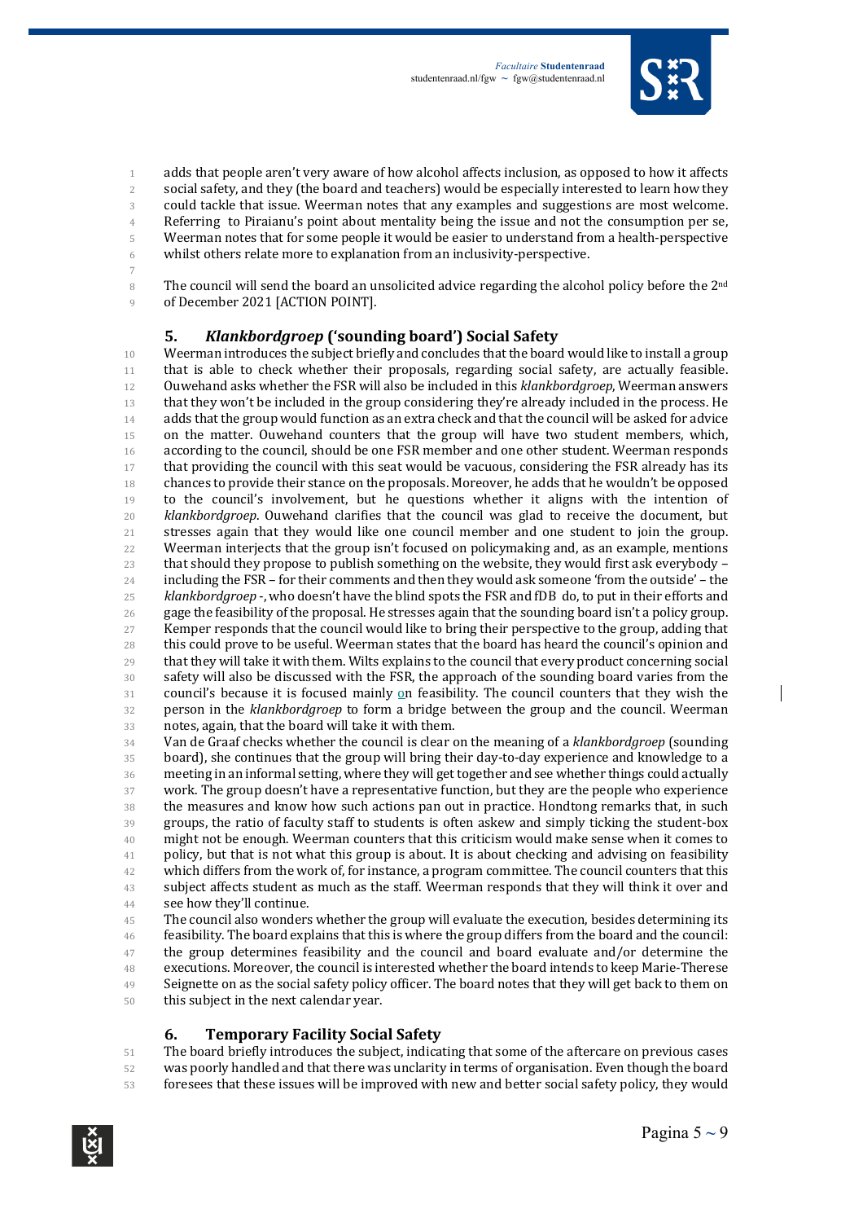adds that people aren't very aware of how alcohol affects inclusion, as opposed to how it affects social safety, and they (the board and teachers) would be especially interested to learn how they could tackle that issue. Weerman notes that any examples and suggestions are most welcome. Referring to Piraianu's point about mentality being the issue and not the consumption per se, Weerman notes that for some people it would be easier to understand from a health-perspective whilst others relate more to explanation from an inclusivity-perspective.

The council will send the board an unsolicited advice regarding the alcohol policy before the 2nd of December 2021 [ACTION POINT].

### 5. *Klankbordgroep* ('sounding board') Social Safety

Weerman introduces the subject briefly and concludes that the board would like to install a group that is able to check whether their proposals, regarding social safety, are actually feasible. Ouwehand asks whether the FSR will also be included in this *klankbordgroep*, Weerman answers that they won't be included in the group considering they're already included in the process. He adds that the group would function as an extra check and that the council will be asked for advice on the matter. Ouwehand counters that the group will have two student members, which, according to the council, should be one FSR member and one other student. Weerman responds that providing the council with this seat would be vacuous, considering the FSR already has its chances to provide their stance on the proposals. Moreover, he adds that he wouldn't be opposed to the council's involvement, but he questions whether it aligns with the intention of *klankbordgroep*. Ouwehand clarifies that the council was glad to receive the document, but stresses again that they would like one council member and one student to join the group. Weerman interjects that the group isn't focused on policymaking and, as an example, mentions that should they propose to publish something on the website, they would first ask everybody – including the FSR – for their comments and then they would ask someone 'from the outside' – the *klankbordgroep* -, who doesn't have the blind spots the FSR and fDB do, to put in their efforts and gage the feasibility of the proposal. He stresses again that the sounding board isn't a policy group. Kemper responds that the council would like to bring their perspective to the group, adding that this could prove to be useful. Weerman states that the board has heard the council's opinion and that they will take it with them. Wilts explains to the council that every product concerning social safety will also be discussed with the FSR, the approach of the sounding board varies from the council's because it is focused mainly on feasibility. The council counters that they wish the person in the *klankbordgroep* to form a bridge between the group and the council. Weerman notes, again, that the board will take it with them.
Van de Graaf checks whether the council is clear on the meaning of a *klankbordgroep* (sounding board), she continues that the group will bring their day-to-day experience and knowledge to a meeting in an informal setting, where they will get together and see whether things could actually work. The group doesn't have a representative function, but they are the people who experience the measures and know how such actions pan out in practice. Hondtong remarks that, in such groups, the ratio of faculty staff to students is often askew and simply ticking the student-box might not be enough. Weerman counters that this criticism would make sense when it comes to policy, but that is not what this group is about. It is about checking and advising on feasibility which differs from the work of, for instance, a program committee. The council counters that this subject affects student as much as the staff. Weerman responds that they will think it over and see how they'll continue.
The council also wonders whether the group will evaluate the execution, besides determining its feasibility. The board explains that this is where the group differs from the board and the council: the group determines feasibility and the council and board evaluate and/or determine the executions. Moreover, the council is interested whether the board intends to keep Marie-Therese Seignette on as the social safety policy officer. The board notes that they will get back to them on this subject in the next calendar year.

### 6. Temporary Facility Social Safety

The board briefly introduces the subject, indicating that some of the aftercare on previous cases was poorly handled and that there was unclarity in terms of organisation. Even though the board foresees that these issues will be improved with new and better social safety policy, they would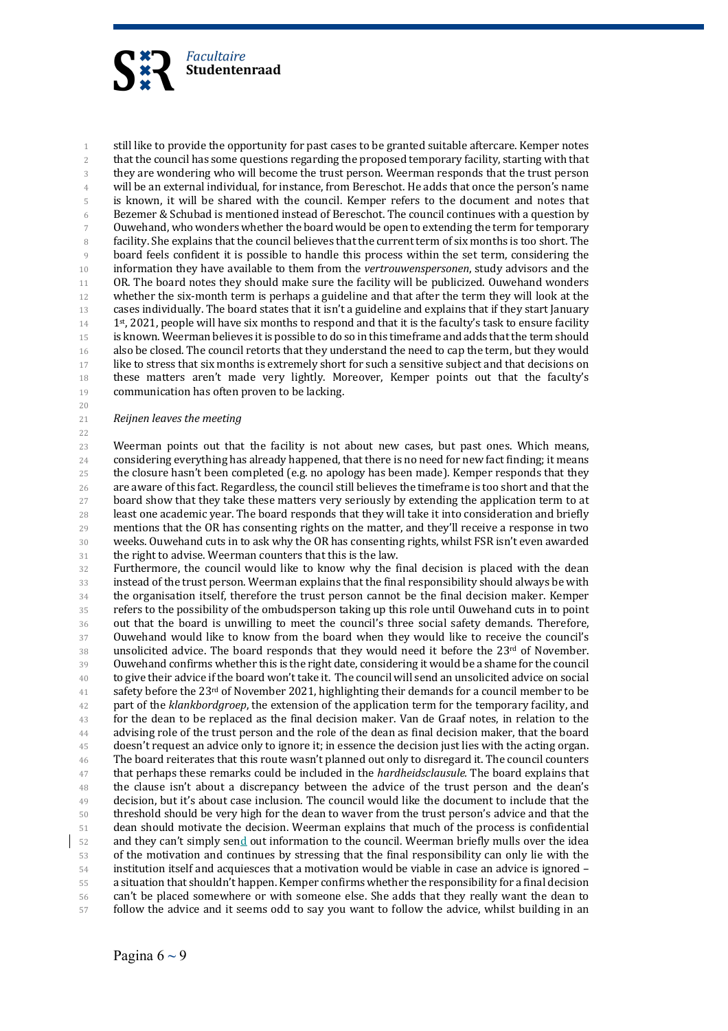still like to provide the opportunity for past cases to be granted suitable aftercare. Kemper notes that the council has some questions regarding the proposed temporary facility, starting with that they are wondering who will become the trust person. Weerman responds that the trust person will be an external individual, for instance, from Bereschot. He adds that once the person's name is known, it will be shared with the council. Kemper refers to the document and notes that Bezemer & Schubad is mentioned instead of Bereschot. The council continues with a question by Ouwehand, who wonders whether the board would be open to extending the term for temporary facility. She explains that the council believes that the current term of six months is too short. The board feels confident it is possible to handle this process within the set term, considering the information they have available to them from the *vertrouwenspersonen*, study advisors and the OR. The board notes they should make sure the facility will be publicized. Ouwehand wonders whether the six-month term is perhaps a guideline and that after the term they will look at the cases individually. The board states that it isn't a guideline and explains that if they start January 1st, 2021, people will have six months to respond and that it is the faculty's task to ensure facility is known. Weerman believes it is possible to do so in this timeframe and adds that the term should also be closed. The council retorts that they understand the need to cap the term, but they would like to stress that six months is extremely short for such a sensitive subject and that decisions on these matters aren't made very lightly. Moreover, Kemper points out that the faculty's communication has often proven to be lacking.

*Reijnen leaves the meeting*

Weerman points out that the facility is not about new cases, but past ones. Which means, considering everything has already happened, that there is no need for new fact finding; it means the closure hasn't been completed (e.g. no apology has been made). Kemper responds that they are aware of this fact. Regardless, the council still believes the timeframe is too short and that the board show that they take these matters very seriously by extending the application term to at least one academic year. The board responds that they will take it into consideration and briefly mentions that the OR has consenting rights on the matter, and they'll receive a response in two weeks. Ouwehand cuts in to ask why the OR has consenting rights, whilst FSR isn't even awarded the right to advise. Weerman counters that this is the law.

Furthermore, the council would like to know why the final decision is placed with the dean instead of the trust person. Weerman explains that the final responsibility should always be with the organisation itself, therefore the trust person cannot be the final decision maker. Kemper refers to the possibility of the ombudsperson taking up this role until Ouwehand cuts in to point out that the board is unwilling to meet the council's three social safety demands. Therefore, Ouwehand would like to know from the board when they would like to receive the council's unsolicited advice. The board responds that they would need it before the 23rd of November. Ouwehand confirms whether this is the right date, considering it would be a shame for the council to give their advice if the board won't take it. The council will send an unsolicited advice on social safety before the 23rd of November 2021, highlighting their demands for a council member to be part of the *klankbordgroep*, the extension of the application term for the temporary facility, and for the dean to be replaced as the final decision maker. Van de Graaf notes, in relation to the advising role of the trust person and the role of the dean as final decision maker, that the board doesn't request an advice only to ignore it; in essence the decision just lies with the acting organ. The board reiterates that this route wasn't planned out only to disregard it. The council counters that perhaps these remarks could be included in the *hardheidsclausule*. The board explains that the clause isn't about a discrepancy between the advice of the trust person and the dean's decision, but it's about case inclusion. The council would like the document to include that the threshold should be very high for the dean to waver from the trust person's advice and that the dean should motivate the decision. Weerman explains that much of the process is confidential and they can't simply send out information to the council. Weerman briefly mulls over the idea of the motivation and continues by stressing that the final responsibility can only lie with the institution itself and acquiesces that a motivation would be viable in case an advice is ignored – a situation that shouldn't happen. Kemper confirms whether the responsibility for a final decision can't be placed somewhere or with someone else. She adds that they really want the dean to follow the advice and it seems odd to say you want to follow the advice, whilst building in an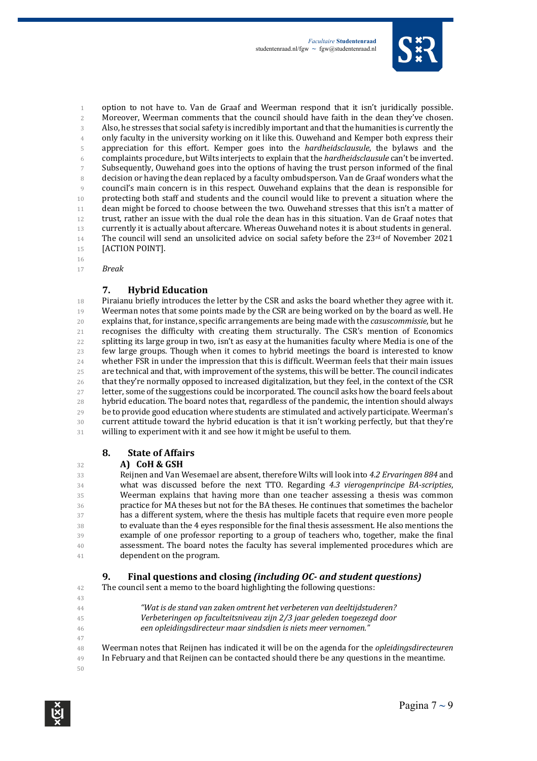option to not have to. Van de Graaf and Weerman respond that it isn't juridically possible. Moreover, Weerman comments that the council should have faith in the dean they've chosen. Also, he stresses that social safety is incredibly important and that the humanities is currently the only faculty in the university working on it like this. Ouwehand and Kemper both express their appreciation for this effort. Kemper goes into the *hardheidsclausule*, the bylaws and the complaints procedure, but Wilts interjects to explain that the *hardheidsclausule* can't be inverted. Subsequently, Ouwehand goes into the options of having the trust person informed of the final decision or having the dean replaced by a faculty ombudsperson. Van de Graaf wonders what the council's main concern is in this respect. Ouwehand explains that the dean is responsible for protecting both staff and students and the council would like to prevent a situation where the dean might be forced to choose between the two. Ouwehand stresses that this isn't a matter of trust, rather an issue with the dual role the dean has in this situation. Van de Graaf notes that currently it is actually about aftercare. Whereas Ouwehand notes it is about students in general. The council will send an unsolicited advice on social safety before the 23rd of November 2021 [ACTION POINT].

*Break*

## 7. Hybrid Education

Piraianu briefly introduces the letter by the CSR and asks the board whether they agree with it. Weerman notes that some points made by the CSR are being worked on by the board as well. He explains that, for instance, specific arrangements are being made with the *casuscommissie*, but he recognises the difficulty with creating them structurally. The CSR's mention of Economics splitting its large group in two, isn't as easy at the humanities faculty where Media is one of the few large groups. Though when it comes to hybrid meetings the board is interested to know whether FSR in under the impression that this is difficult. Weerman feels that their main issues are technical and that, with improvement of the systems, this will be better. The council indicates that they're normally opposed to increased digitalization, but they feel, in the context of the CSR letter, some of the suggestions could be incorporated. The council asks how the board feels about hybrid education. The board notes that, regardless of the pandemic, the intention should always be to provide good education where students are stimulated and actively participate. Weerman's current attitude toward the hybrid education is that it isn't working perfectly, but that they're willing to experiment with it and see how it might be useful to them.

## 8. State of Affairs

### A) CoH & GSH

Reijnen and Van Wesemael are absent, therefore Wilts will look into *4.2 Ervaringen 884* and what was discussed before the next TTO. Regarding *4.3 vierogenprincipe BA-scripties*, Weerman explains that having more than one teacher assessing a thesis was common practice for MA theses but not for the BA theses. He continues that sometimes the bachelor has a different system, where the thesis has multiple facets that require even more people to evaluate than the 4 eyes responsible for the final thesis assessment. He also mentions the example of one professor reporting to a group of teachers who, together, make the final assessment. The board notes the faculty has several implemented procedures which are dependent on the program.

## 9. Final questions and closing *(including OC- and student questions)*

The council sent a memo to the board highlighting the following questions:

> *"Wat is de stand van zaken omtrent het verbeteren van deeltijdstuderen? Verbeteringen op faculteitsniveau zijn 2/3 jaar geleden toegezegd door een opleidingsdirecteur maar sindsdien is niets meer vernomen."*

Weerman notes that Reijnen has indicated it will be on the agenda for the *opleidingsdirecteuren* In February and that Reijnen can be contacted should there be any questions in the meantime.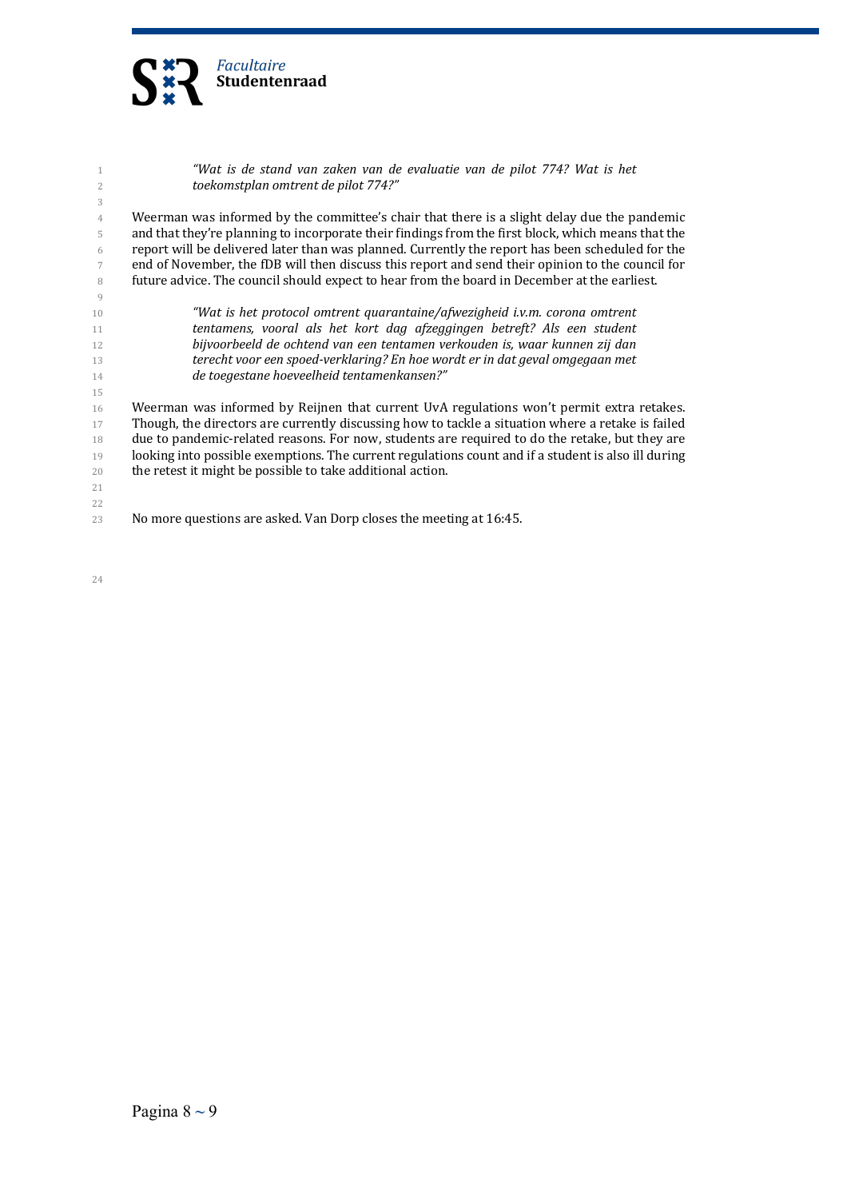> *"Wat is de stand van zaken van de evaluatie van de pilot 774? Wat is het toekomstplan omtrent de pilot 774?"*

Weerman was informed by the committee's chair that there is a slight delay due the pandemic and that they're planning to incorporate their findings from the first block, which means that the report will be delivered later than was planned. Currently the report has been scheduled for the end of November, the fDB will then discuss this report and send their opinion to the council for future advice. The council should expect to hear from the board in December at the earliest.

> *"Wat is het protocol omtrent quarantaine/afwezigheid i.v.m. corona omtrent tentamens, vooral als het kort dag afzeggingen betreft? Als een student bijvoorbeeld de ochtend van een tentamen verkouden is, waar kunnen zij dan terecht voor een spoed-verklaring? En hoe wordt er in dat geval omgegaan met de toegestane hoeveelheid tentamenkansen?"*

Weerman was informed by Reijnen that current UvA regulations won't permit extra retakes. Though, the directors are currently discussing how to tackle a situation where a retake is failed due to pandemic-related reasons. For now, students are required to do the retake, but they are looking into possible exemptions. The current regulations count and if a student is also ill during the retest it might be possible to take additional action.

No more questions are asked. Van Dorp closes the meeting at 16:45.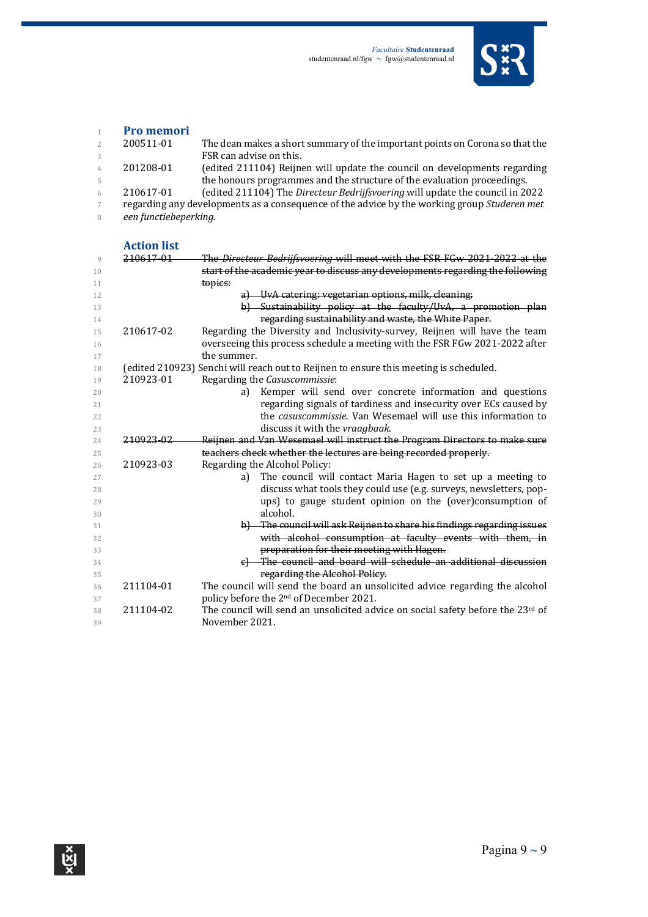## Pro memori

| | |
|---|---|
| 200511-01 | The dean makes a short summary of the important points on Corona so that the FSR can advise on this. |
| 201208-01 | (edited 211104) Reijnen will update the council on developments regarding the honours programmes and the structure of the evaluation proceedings. |
| 210617-01 | (edited 211104) The *Directeur Bedrijfsvoering* will update the council in 2022 regarding any developments as a consequence of the advice by the working group *Studeren met een functiebeperking*. |

## Action list

| | |
|---|---|
| ~~210617-01~~ | ~~The *Directeur Bedrijfsvoering* will meet with the FSR FGw 2021-2022 at the start of the academic year to discuss any developments regarding the following topics:~~<br>~~a) UvA catering: vegetarian options, milk, cleaning;~~<br>~~b) Sustainability policy at the faculty/UvA, a promotion plan regarding sustainability and waste, the White Paper.~~ |
| 210617-02 | Regarding the Diversity and Inclusivity-survey, Reijnen will have the team overseeing this process schedule a meeting with the FSR FGw 2021-2022 after the summer.<br>(edited 210923) Senchi will reach out to Reijnen to ensure this meeting is scheduled. |
| 210923-01 | Regarding the *Casuscommissie*:<br>a) Kemper will send over concrete information and questions regarding signals of tardiness and insecurity over ECs caused by the *casuscommissie*. Van Wesemael will use this information to discuss it with the *vraagbaak*. |
| ~~210923-02~~ | ~~Reijnen and Van Wesemael will instruct the Program Directors to make sure teachers check whether the lectures are being recorded properly.~~ |
| 210923-03 | Regarding the Alcohol Policy:<br>a) The council will contact Maria Hagen to set up a meeting to discuss what tools they could use (e.g. surveys, newsletters, pop-ups) to gauge student opinion on the (over)consumption of alcohol.<br>~~b) The council will ask Reijnen to share his findings regarding issues with alcohol consumption at faculty events with them, in preparation for their meeting with Hagen.~~<br>~~c) The council and board will schedule an additional discussion regarding the Alcohol Policy.~~ |
| 211104-01 | The council will send the board an unsolicited advice regarding the alcohol policy before the 2nd of December 2021. |
| 211104-02 | The council will send an unsolicited advice on social safety before the 23rd of November 2021. |